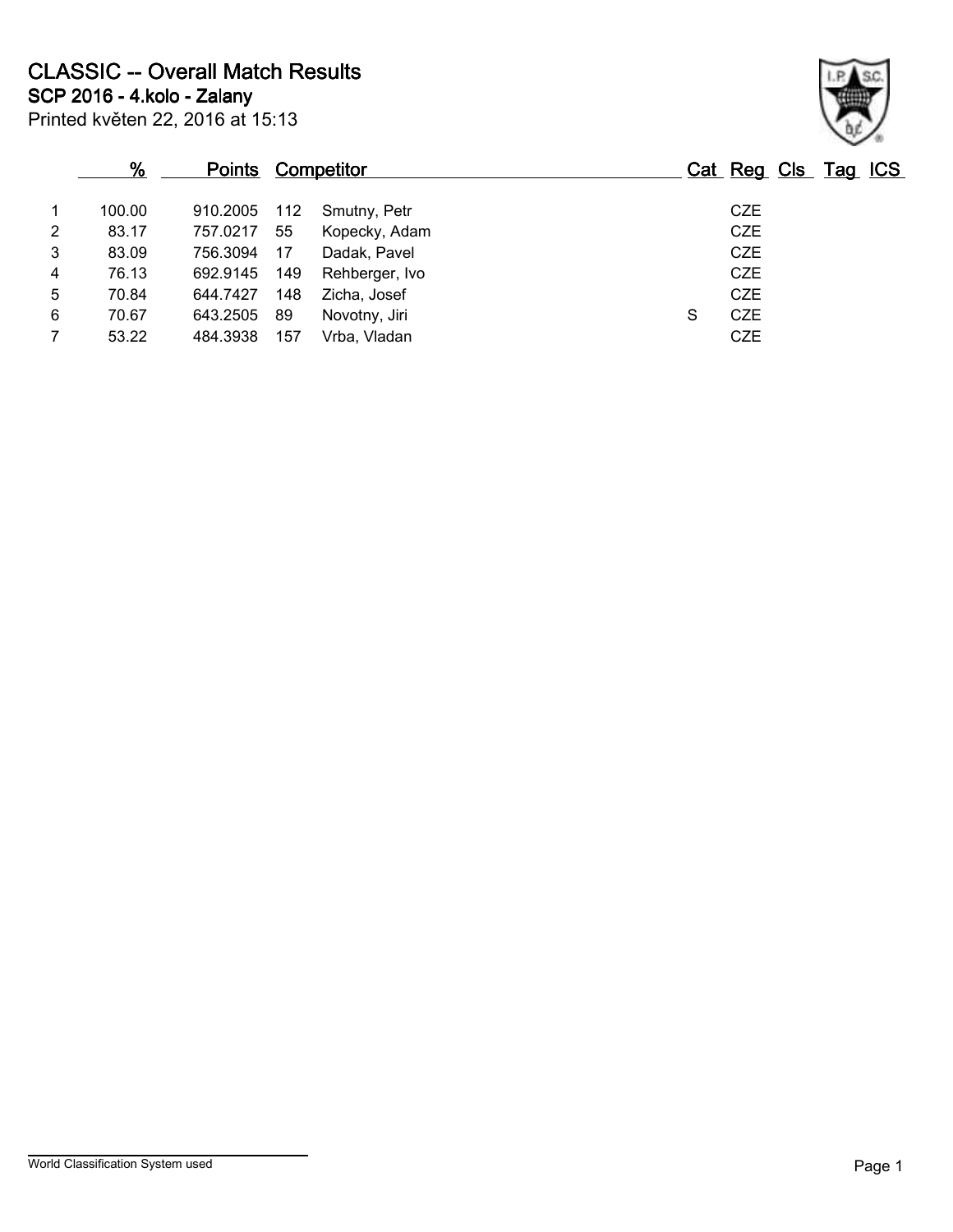# CLASSIC -- Overall Match Results

## SCP 2016 - 4.kolo - Zalany

Printed květen 22, 2016 at 15:13

| | % | Points | Competitor | | Cat | Reg | Cls | Tag | ICS |
|---|---|---|---|---|---|---|---|---|---|
| 1 | 100.00 | 910.2005 | 112 | Smutny, Petr | | CZE | | | |
| 2 | 83.17 | 757.0217 | 55 | Kopecky, Adam | | CZE | | | |
| 3 | 83.09 | 756.3094 | 17 | Dadak, Pavel | | CZE | | | |
| 4 | 76.13 | 692.9145 | 149 | Rehberger, Ivo | | CZE | | | |
| 5 | 70.84 | 644.7427 | 148 | Zicha, Josef | | CZE | | | |
| 6 | 70.67 | 643.2505 | 89 | Novotny, Jiri | S | CZE | | | |
| 7 | 53.22 | 484.3938 | 157 | Vrba, Vladan | | CZE | | | |

World Classification System used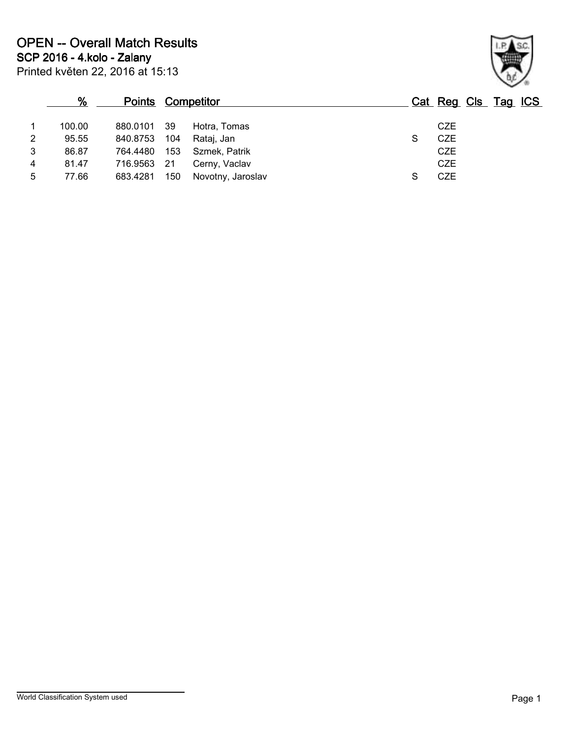# OPEN -- Overall Match Results

## SCP 2016 - 4.kolo - Zalany

Printed květen 22, 2016 at 15:13

| | % | Points | Competitor | | Cat | Reg | Cls | Tag | ICS |
|---|---|---|---|---|---|---|---|---|---|
| 1 | 100.00 | 880.0101 | 39 | Hotra, Tomas | | CZE | | | |
| 2 | 95.55 | 840.8753 | 104 | Rataj, Jan | S | CZE | | | |
| 3 | 86.87 | 764.4480 | 153 | Szmek, Patrik | | CZE | | | |
| 4 | 81.47 | 716.9563 | 21 | Cerny, Vaclav | | CZE | | | |
| 5 | 77.66 | 683.4281 | 150 | Novotny, Jaroslav | S | CZE | | | |

World Classification System used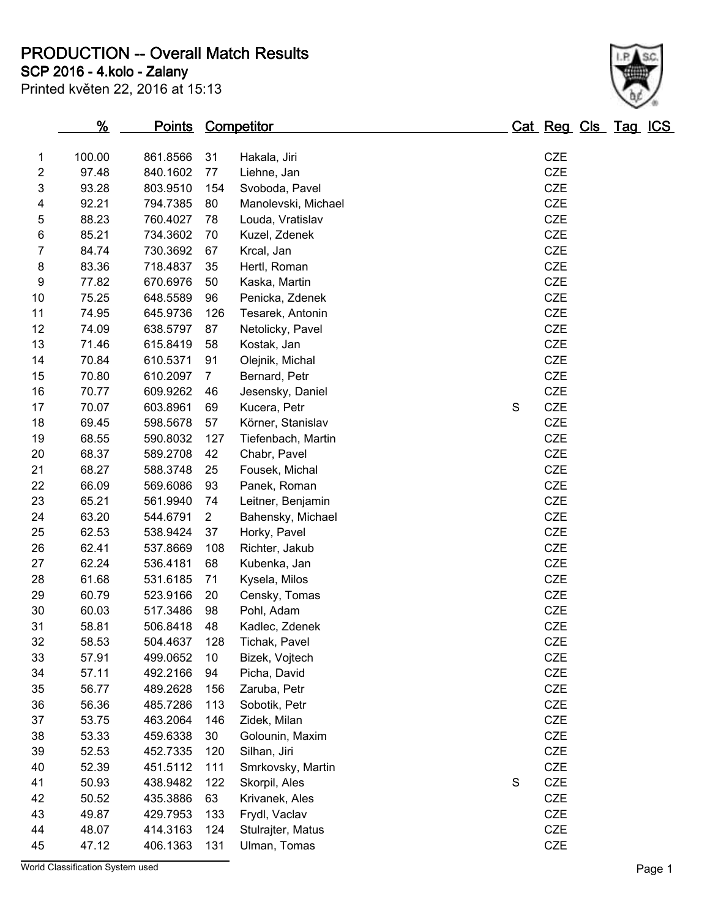# PRODUCTION -- Overall Match Results

## SCP 2016 - 4.kolo - Zalany

Printed květen 22, 2016 at 15:13

| | % | Points | Competitor | | Cat | Reg | Cls | Tag | ICS |
|---|---|---|---|---|---|---|---|---|---|
| 1 | 100.00 | 861.8566 | 31 | Hakala, Jiri | | CZE | | | |
| 2 | 97.48 | 840.1602 | 77 | Liehne, Jan | | CZE | | | |
| 3 | 93.28 | 803.9510 | 154 | Svoboda, Pavel | | CZE | | | |
| 4 | 92.21 | 794.7385 | 80 | Manolevski, Michael | | CZE | | | |
| 5 | 88.23 | 760.4027 | 78 | Louda, Vratislav | | CZE | | | |
| 6 | 85.21 | 734.3602 | 70 | Kuzel, Zdenek | | CZE | | | |
| 7 | 84.74 | 730.3692 | 67 | Krcal, Jan | | CZE | | | |
| 8 | 83.36 | 718.4837 | 35 | Hertl, Roman | | CZE | | | |
| 9 | 77.82 | 670.6976 | 50 | Kaska, Martin | | CZE | | | |
| 10 | 75.25 | 648.5589 | 96 | Penicka, Zdenek | | CZE | | | |
| 11 | 74.95 | 645.9736 | 126 | Tesarek, Antonin | | CZE | | | |
| 12 | 74.09 | 638.5797 | 87 | Netolicky, Pavel | | CZE | | | |
| 13 | 71.46 | 615.8419 | 58 | Kostak, Jan | | CZE | | | |
| 14 | 70.84 | 610.5371 | 91 | Olejnik, Michal | | CZE | | | |
| 15 | 70.80 | 610.2097 | 7 | Bernard, Petr | | CZE | | | |
| 16 | 70.77 | 609.9262 | 46 | Jesensky, Daniel | | CZE | | | |
| 17 | 70.07 | 603.8961 | 69 | Kucera, Petr | S | CZE | | | |
| 18 | 69.45 | 598.5678 | 57 | Körner, Stanislav | | CZE | | | |
| 19 | 68.55 | 590.8032 | 127 | Tiefenbach, Martin | | CZE | | | |
| 20 | 68.37 | 589.2708 | 42 | Chabr, Pavel | | CZE | | | |
| 21 | 68.27 | 588.3748 | 25 | Fousek, Michal | | CZE | | | |
| 22 | 66.09 | 569.6086 | 93 | Panek, Roman | | CZE | | | |
| 23 | 65.21 | 561.9940 | 74 | Leitner, Benjamin | | CZE | | | |
| 24 | 63.20 | 544.6791 | 2 | Bahensky, Michael | | CZE | | | |
| 25 | 62.53 | 538.9424 | 37 | Horky, Pavel | | CZE | | | |
| 26 | 62.41 | 537.8669 | 108 | Richter, Jakub | | CZE | | | |
| 27 | 62.24 | 536.4181 | 68 | Kubenka, Jan | | CZE | | | |
| 28 | 61.68 | 531.6185 | 71 | Kysela, Milos | | CZE | | | |
| 29 | 60.79 | 523.9166 | 20 | Censky, Tomas | | CZE | | | |
| 30 | 60.03 | 517.3486 | 98 | Pohl, Adam | | CZE | | | |
| 31 | 58.81 | 506.8418 | 48 | Kadlec, Zdenek | | CZE | | | |
| 32 | 58.53 | 504.4637 | 128 | Tichak, Pavel | | CZE | | | |
| 33 | 57.91 | 499.0652 | 10 | Bizek, Vojtech | | CZE | | | |
| 34 | 57.11 | 492.2166 | 94 | Picha, David | | CZE | | | |
| 35 | 56.77 | 489.2628 | 156 | Zaruba, Petr | | CZE | | | |
| 36 | 56.36 | 485.7286 | 113 | Sobotik, Petr | | CZE | | | |
| 37 | 53.75 | 463.2064 | 146 | Zidek, Milan | | CZE | | | |
| 38 | 53.33 | 459.6338 | 30 | Golounin, Maxim | | CZE | | | |
| 39 | 52.53 | 452.7335 | 120 | Silhan, Jiri | | CZE | | | |
| 40 | 52.39 | 451.5112 | 111 | Smrkovsky, Martin | | CZE | | | |
| 41 | 50.93 | 438.9482 | 122 | Skorpil, Ales | S | CZE | | | |
| 42 | 50.52 | 435.3886 | 63 | Krivanek, Ales | | CZE | | | |
| 43 | 49.87 | 429.7953 | 133 | Frydl, Vaclav | | CZE | | | |
| 44 | 48.07 | 414.3163 | 124 | Stulrajter, Matus | | CZE | | | |
| 45 | 47.12 | 406.1363 | 131 | Ulman, Tomas | | CZE | | | |

World Classification System used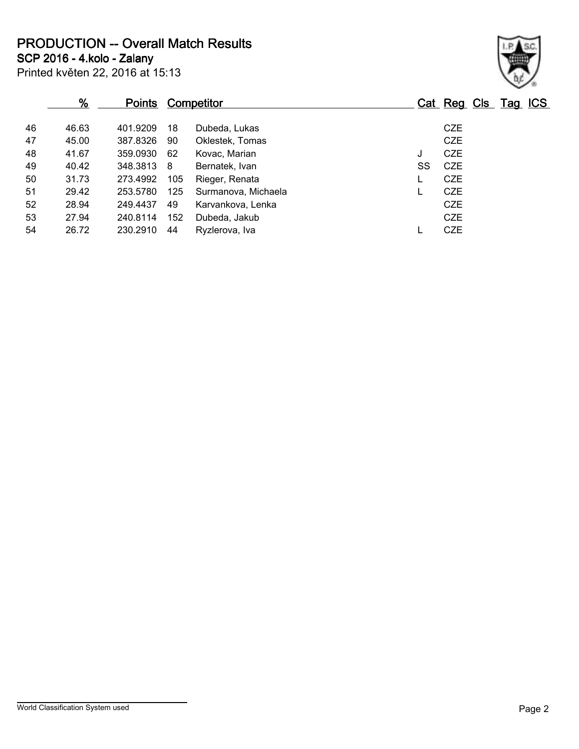# PRODUCTION -- Overall Match Results

## SCP 2016 - 4.kolo - Zalany

Printed květen 22, 2016 at 15:13

| | % | Points | Competitor | | Cat | Reg | Cls | Tag | ICS |
|---|---|---|---|---|---|---|---|---|---|
| 46 | 46.63 | 401.9209 | 18 | Dubeda, Lukas | | CZE | | | |
| 47 | 45.00 | 387.8326 | 90 | Oklestek, Tomas | | CZE | | | |
| 48 | 41.67 | 359.0930 | 62 | Kovac, Marian | J | CZE | | | |
| 49 | 40.42 | 348.3813 | 8 | Bernatek, Ivan | SS | CZE | | | |
| 50 | 31.73 | 273.4992 | 105 | Rieger, Renata | L | CZE | | | |
| 51 | 29.42 | 253.5780 | 125 | Surmanova, Michaela | L | CZE | | | |
| 52 | 28.94 | 249.4437 | 49 | Karvankova, Lenka | | CZE | | | |
| 53 | 27.94 | 240.8114 | 152 | Dubeda, Jakub | | CZE | | | |
| 54 | 26.72 | 230.2910 | 44 | Ryzlerova, Iva | L | CZE | | | |

World Classification System used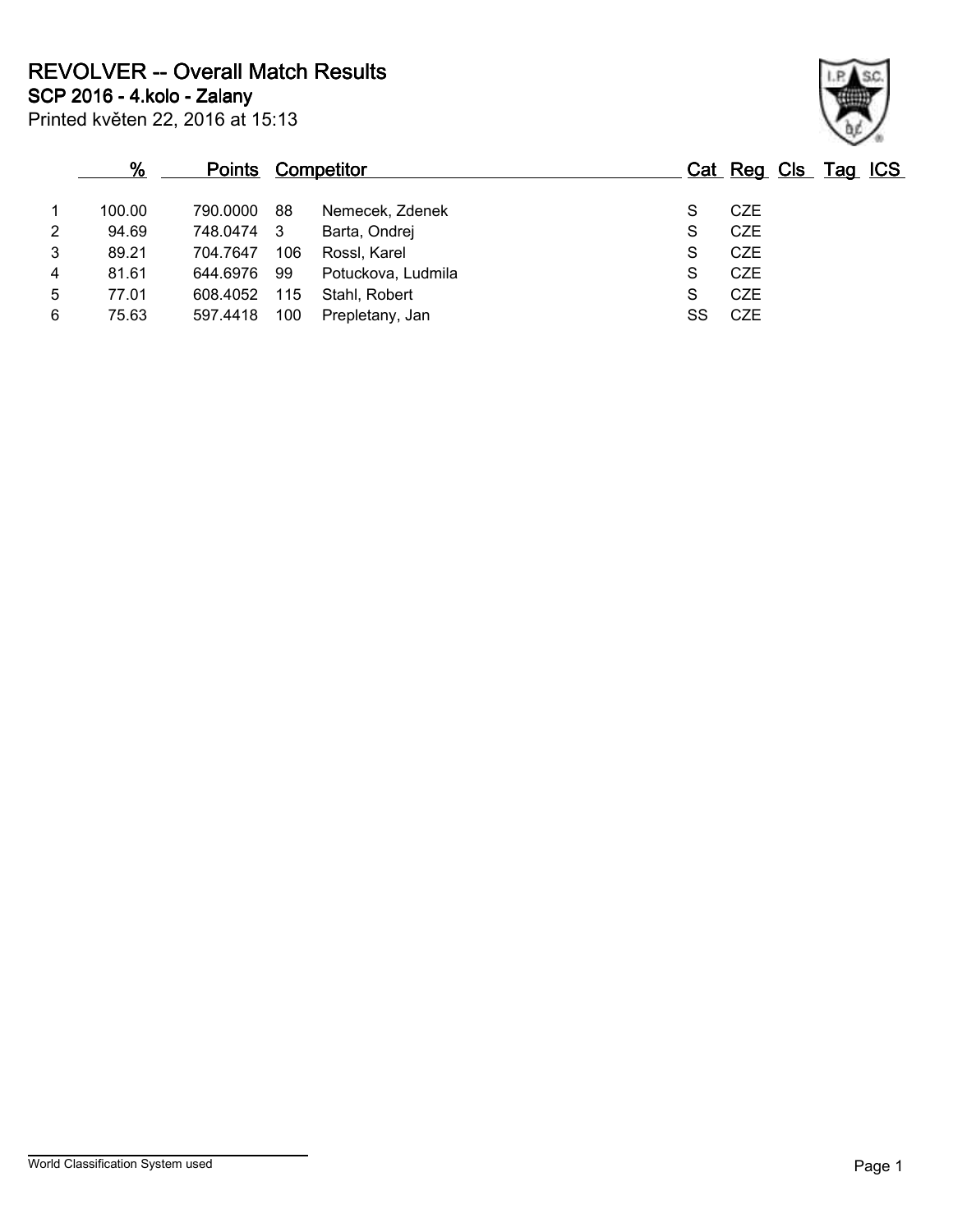# REVOLVER -- Overall Match Results

## SCP 2016 - 4.kolo - Zalany

Printed květen 22, 2016 at 15:13

| | % | Points | Competitor | | Cat | Reg | Cls | Tag | ICS |
|---|---|---|---|---|---|---|---|---|---|
| 1 | 100.00 | 790.0000 | 88 | Nemecek, Zdenek | S | CZE | | | |
| 2 | 94.69 | 748.0474 | 3 | Barta, Ondrej | S | CZE | | | |
| 3 | 89.21 | 704.7647 | 106 | Rossl, Karel | S | CZE | | | |
| 4 | 81.61 | 644.6976 | 99 | Potuckova, Ludmila | S | CZE | | | |
| 5 | 77.01 | 608.4052 | 115 | Stahl, Robert | S | CZE | | | |
| 6 | 75.63 | 597.4418 | 100 | Prepletany, Jan | SS | CZE | | | |

World Classification System used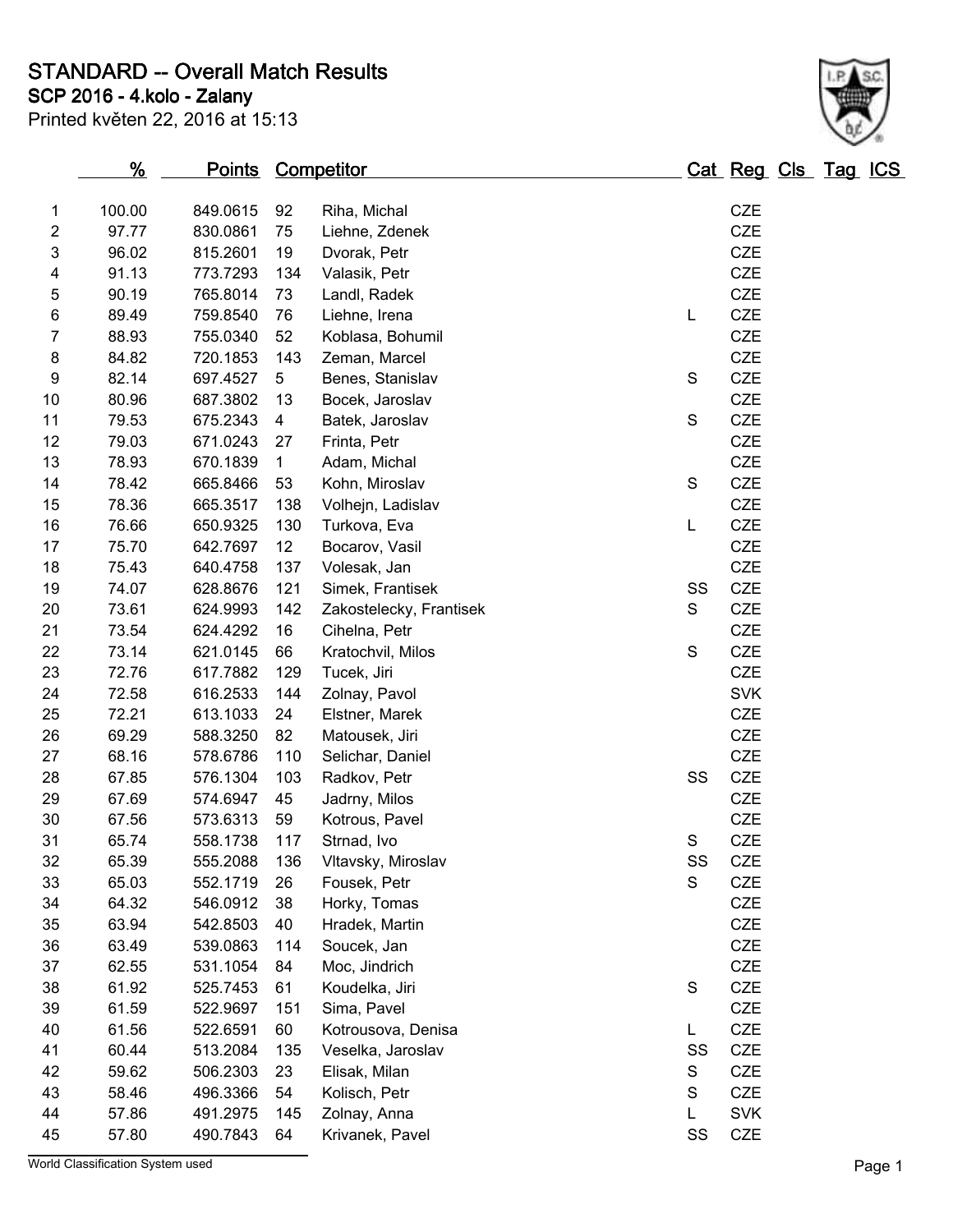# STANDARD -- Overall Match Results

## SCP 2016 - 4.kolo - Zalany

Printed květen 22, 2016 at 15:13

| | % | Points | | Competitor | Cat | Reg | Cls | Tag | ICS |
|---|---|---|---|---|---|---|---|---|---|
| 1 | 100.00 | 849.0615 | 92 | Riha, Michal | | CZE | | | |
| 2 | 97.77 | 830.0861 | 75 | Liehne, Zdenek | | CZE | | | |
| 3 | 96.02 | 815.2601 | 19 | Dvorak, Petr | | CZE | | | |
| 4 | 91.13 | 773.7293 | 134 | Valasik, Petr | | CZE | | | |
| 5 | 90.19 | 765.8014 | 73 | Landl, Radek | | CZE | | | |
| 6 | 89.49 | 759.8540 | 76 | Liehne, Irena | L | CZE | | | |
| 7 | 88.93 | 755.0340 | 52 | Koblasa, Bohumil | | CZE | | | |
| 8 | 84.82 | 720.1853 | 143 | Zeman, Marcel | | CZE | | | |
| 9 | 82.14 | 697.4527 | 5 | Benes, Stanislav | S | CZE | | | |
| 10 | 80.96 | 687.3802 | 13 | Bocek, Jaroslav | | CZE | | | |
| 11 | 79.53 | 675.2343 | 4 | Batek, Jaroslav | S | CZE | | | |
| 12 | 79.03 | 671.0243 | 27 | Frinta, Petr | | CZE | | | |
| 13 | 78.93 | 670.1839 | 1 | Adam, Michal | | CZE | | | |
| 14 | 78.42 | 665.8466 | 53 | Kohn, Miroslav | S | CZE | | | |
| 15 | 78.36 | 665.3517 | 138 | Volhejn, Ladislav | | CZE | | | |
| 16 | 76.66 | 650.9325 | 130 | Turkova, Eva | L | CZE | | | |
| 17 | 75.70 | 642.7697 | 12 | Bocarov, Vasil | | CZE | | | |
| 18 | 75.43 | 640.4758 | 137 | Volesak, Jan | | CZE | | | |
| 19 | 74.07 | 628.8676 | 121 | Simek, Frantisek | SS | CZE | | | |
| 20 | 73.61 | 624.9993 | 142 | Zakostelecky, Frantisek | S | CZE | | | |
| 21 | 73.54 | 624.4292 | 16 | Cihelna, Petr | | CZE | | | |
| 22 | 73.14 | 621.0145 | 66 | Kratochvil, Milos | S | CZE | | | |
| 23 | 72.76 | 617.7882 | 129 | Tucek, Jiri | | CZE | | | |
| 24 | 72.58 | 616.2533 | 144 | Zolnay, Pavol | | SVK | | | |
| 25 | 72.21 | 613.1033 | 24 | Elstner, Marek | | CZE | | | |
| 26 | 69.29 | 588.3250 | 82 | Matousek, Jiri | | CZE | | | |
| 27 | 68.16 | 578.6786 | 110 | Selichar, Daniel | | CZE | | | |
| 28 | 67.85 | 576.1304 | 103 | Radkov, Petr | SS | CZE | | | |
| 29 | 67.69 | 574.6947 | 45 | Jadrny, Milos | | CZE | | | |
| 30 | 67.56 | 573.6313 | 59 | Kotrous, Pavel | | CZE | | | |
| 31 | 65.74 | 558.1738 | 117 | Strnad, Ivo | S | CZE | | | |
| 32 | 65.39 | 555.2088 | 136 | Vltavsky, Miroslav | SS | CZE | | | |
| 33 | 65.03 | 552.1719 | 26 | Fousek, Petr | S | CZE | | | |
| 34 | 64.32 | 546.0912 | 38 | Horky, Tomas | | CZE | | | |
| 35 | 63.94 | 542.8503 | 40 | Hradek, Martin | | CZE | | | |
| 36 | 63.49 | 539.0863 | 114 | Soucek, Jan | | CZE | | | |
| 37 | 62.55 | 531.1054 | 84 | Moc, Jindrich | | CZE | | | |
| 38 | 61.92 | 525.7453 | 61 | Koudelka, Jiri | S | CZE | | | |
| 39 | 61.59 | 522.9697 | 151 | Sima, Pavel | | CZE | | | |
| 40 | 61.56 | 522.6591 | 60 | Kotrousova, Denisa | L | CZE | | | |
| 41 | 60.44 | 513.2084 | 135 | Veselka, Jaroslav | SS | CZE | | | |
| 42 | 59.62 | 506.2303 | 23 | Elisak, Milan | S | CZE | | | |
| 43 | 58.46 | 496.3366 | 54 | Kolisch, Petr | S | CZE | | | |
| 44 | 57.86 | 491.2975 | 145 | Zolnay, Anna | L | SVK | | | |
| 45 | 57.80 | 490.7843 | 64 | Krivanek, Pavel | SS | CZE | | | |

World Classification System used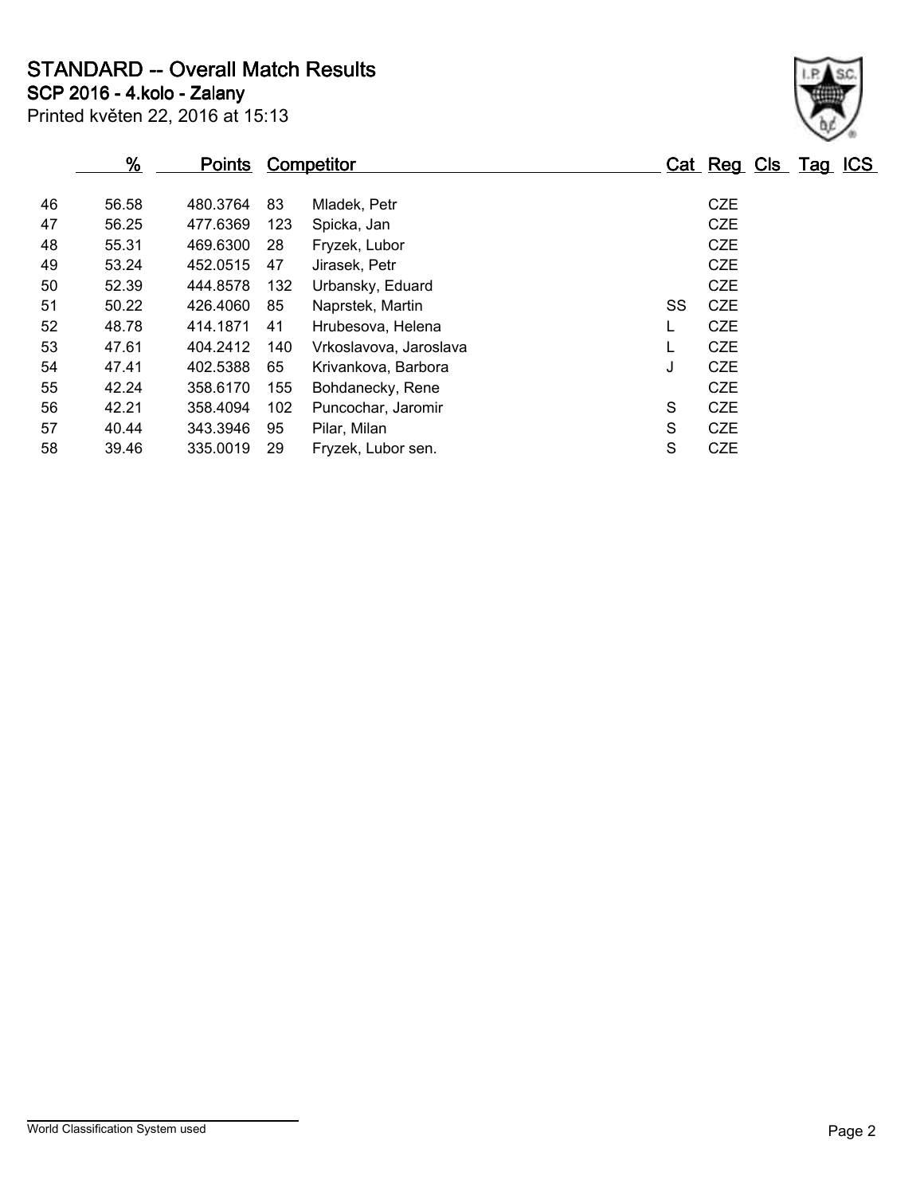# STANDARD -- Overall Match Results

## SCP 2016 - 4.kolo - Zalany

Printed květen 22, 2016 at 15:13

| | % | Points | Competitor | | Cat | Reg | Cls | Tag | ICS |
|---|---|---|---|---|---|---|---|---|---|
| 46 | 56.58 | 480.3764 | 83 | Mladek, Petr | | CZE | | | |
| 47 | 56.25 | 477.6369 | 123 | Spicka, Jan | | CZE | | | |
| 48 | 55.31 | 469.6300 | 28 | Fryzek, Lubor | | CZE | | | |
| 49 | 53.24 | 452.0515 | 47 | Jirasek, Petr | | CZE | | | |
| 50 | 52.39 | 444.8578 | 132 | Urbansky, Eduard | | CZE | | | |
| 51 | 50.22 | 426.4060 | 85 | Naprstek, Martin | SS | CZE | | | |
| 52 | 48.78 | 414.1871 | 41 | Hrubesova, Helena | L | CZE | | | |
| 53 | 47.61 | 404.2412 | 140 | Vrkoslavova, Jaroslava | L | CZE | | | |
| 54 | 47.41 | 402.5388 | 65 | Krivankova, Barbora | J | CZE | | | |
| 55 | 42.24 | 358.6170 | 155 | Bohdanecky, Rene | | CZE | | | |
| 56 | 42.21 | 358.4094 | 102 | Puncochar, Jaromir | S | CZE | | | |
| 57 | 40.44 | 343.3946 | 95 | Pilar, Milan | S | CZE | | | |
| 58 | 39.46 | 335.0019 | 29 | Fryzek, Lubor sen. | S | CZE | | | |

World Classification System used